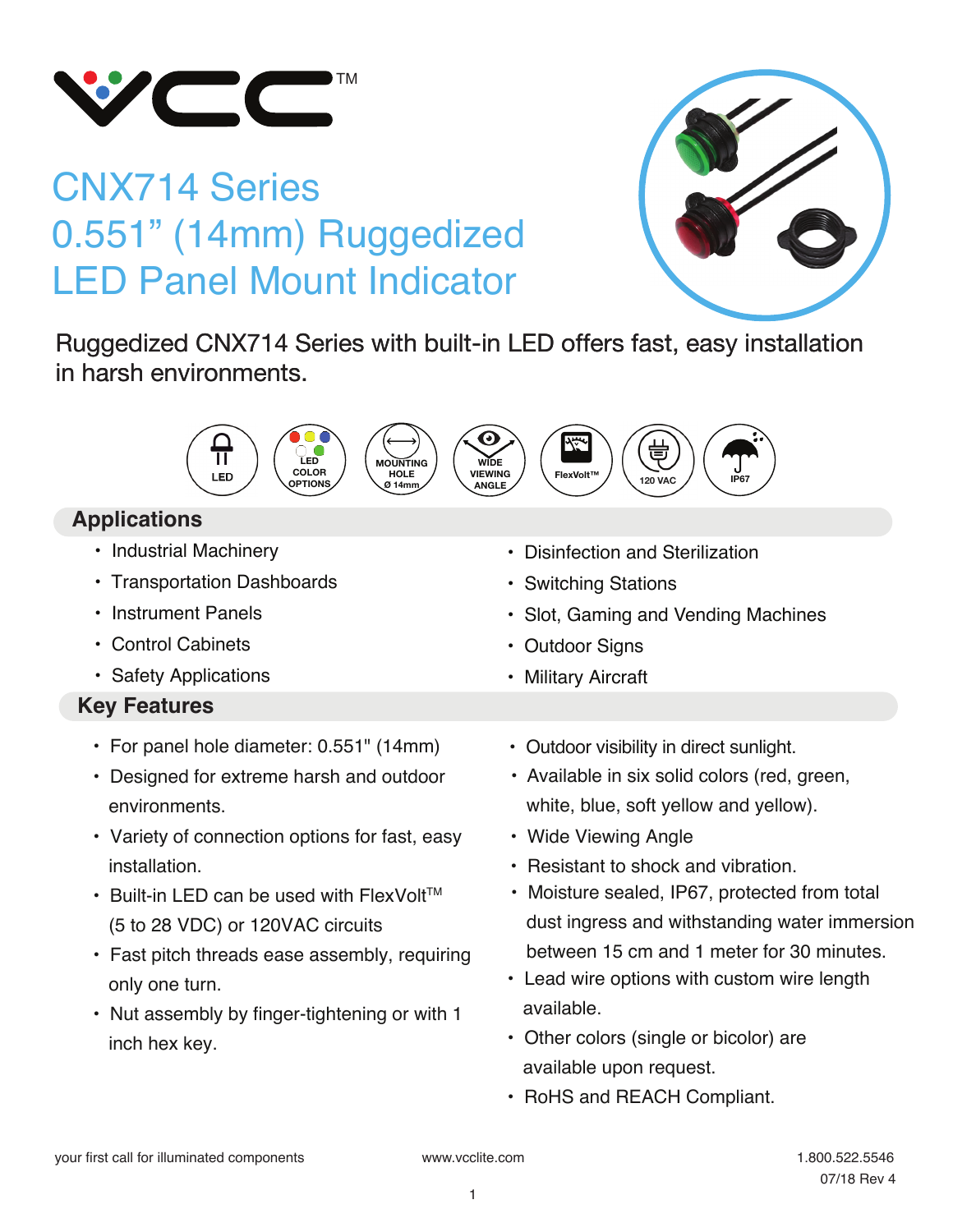# CNX714 Series 0.551" (14mm) Ruggedized LED Panel Mount Indicator

Ruggedized CNX714 Series with built-in LED offers fast, easy installation in harsh environments.

LED | LED COLOR OPTIONS | MOUNTING HOLE Ø 14mm | WIDE VIEWING ANGLE | FlexVolt™ | 120 VAC | IP67

## Applications

- Industrial Machinery
- Transportation Dashboards
- Instrument Panels
- Control Cabinets
- Safety Applications
- Disinfection and Sterilization
- Switching Stations
- Slot, Gaming and Vending Machines
- Outdoor Signs
- Military Aircraft

## Key Features

- For panel hole diameter: 0.551" (14mm)
- Designed for extreme harsh and outdoor environments.
- Variety of connection options for fast, easy installation.
- Built-in LED can be used with FlexVolt™ (5 to 28 VDC) or 120VAC circuits
- Fast pitch threads ease assembly, requiring only one turn.
- Nut assembly by finger-tightening or with 1 inch hex key.
- Outdoor visibility in direct sunlight.
- Available in six solid colors (red, green, white, blue, soft yellow and yellow).
- Wide Viewing Angle
- Resistant to shock and vibration.
- Moisture sealed, IP67, protected from total dust ingress and withstanding water immersion between 15 cm and 1 meter for 30 minutes.
- Lead wire options with custom wire length available.
- Other colors (single or bicolor) are available upon request.
- RoHS and REACH Compliant.

your first call for illuminated components | www.vcclite.com | 1.800.522.5546

07/18 Rev 4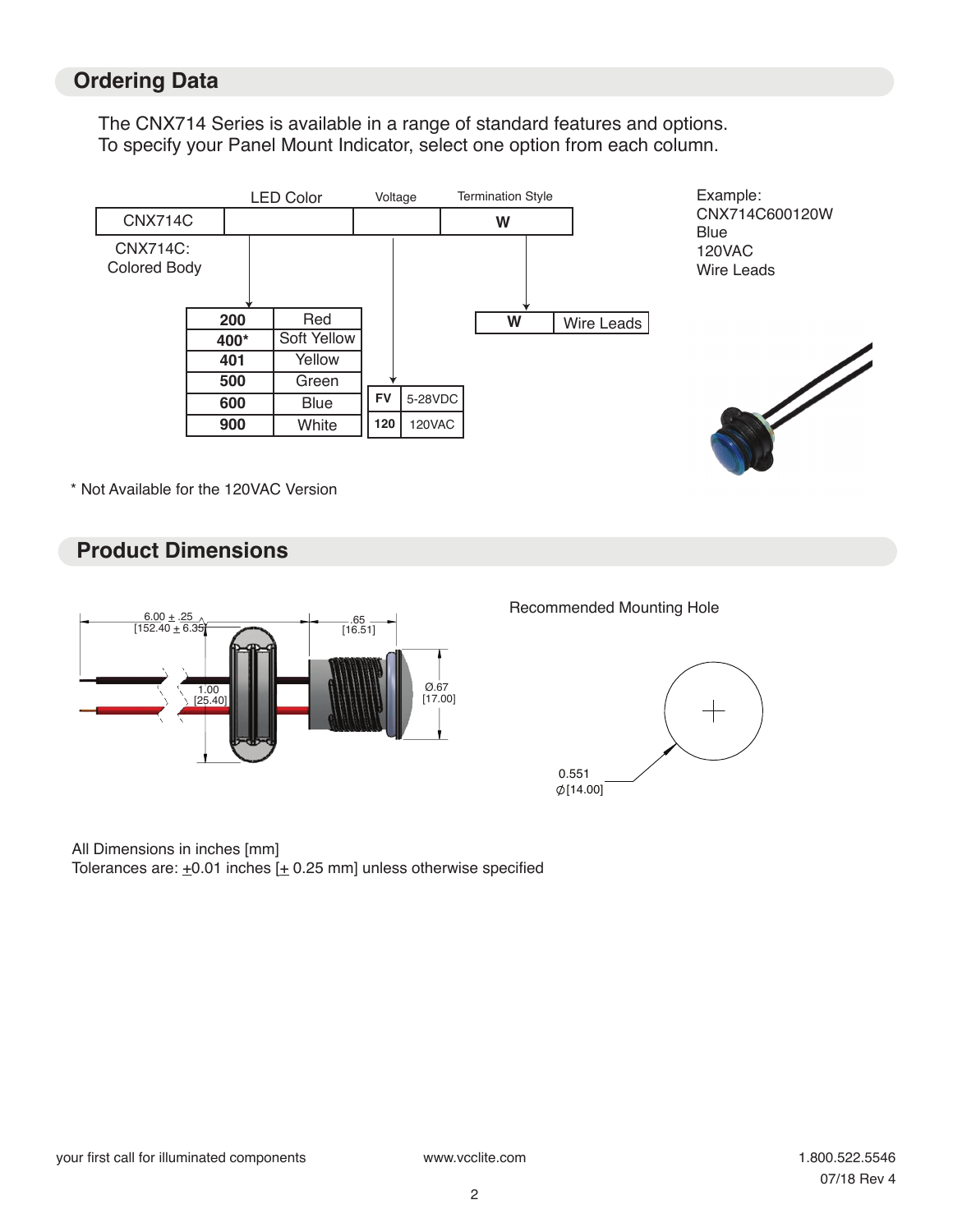## Ordering Data

The CNX714 Series is available in a range of standard features and options.
To specify your Panel Mount Indicator, select one option from each column.

| | LED Color | Voltage | Termination Style |
|---|---|---|---|
| CNX714C | | | W |

CNX714C: Colored Body

**LED Color**

| Code | Color |
|---|---|
| **200** | Red |
| **400*** | Soft Yellow |
| **401** | Yellow |
| **500** | Green |
| **600** | Blue |
| **900** | White |

**Voltage**

| Code | Voltage |
|---|---|
| **FV** | 5-28VDC |
| **120** | 120VAC |

**Termination Style**

| Code | Termination |
|---|---|
| **W** | Wire Leads |

Example:
CNX714C600120W
Blue
120VAC
Wire Leads

\* Not Available for the 120VAC Version

## Product Dimensions

6.00 ± .25 [152.40 ± 6.35]

.65 [16.51]

1.00 [25.40]

Ø.67 [17.00]

Recommended Mounting Hole

0.551 Ø[14.00]

All Dimensions in inches [mm]
Tolerances are: ±0.01 inches [± 0.25 mm] unless otherwise specified

your first call for illuminated components    www.vcclite.com    1.800.522.5546

07/18 Rev 4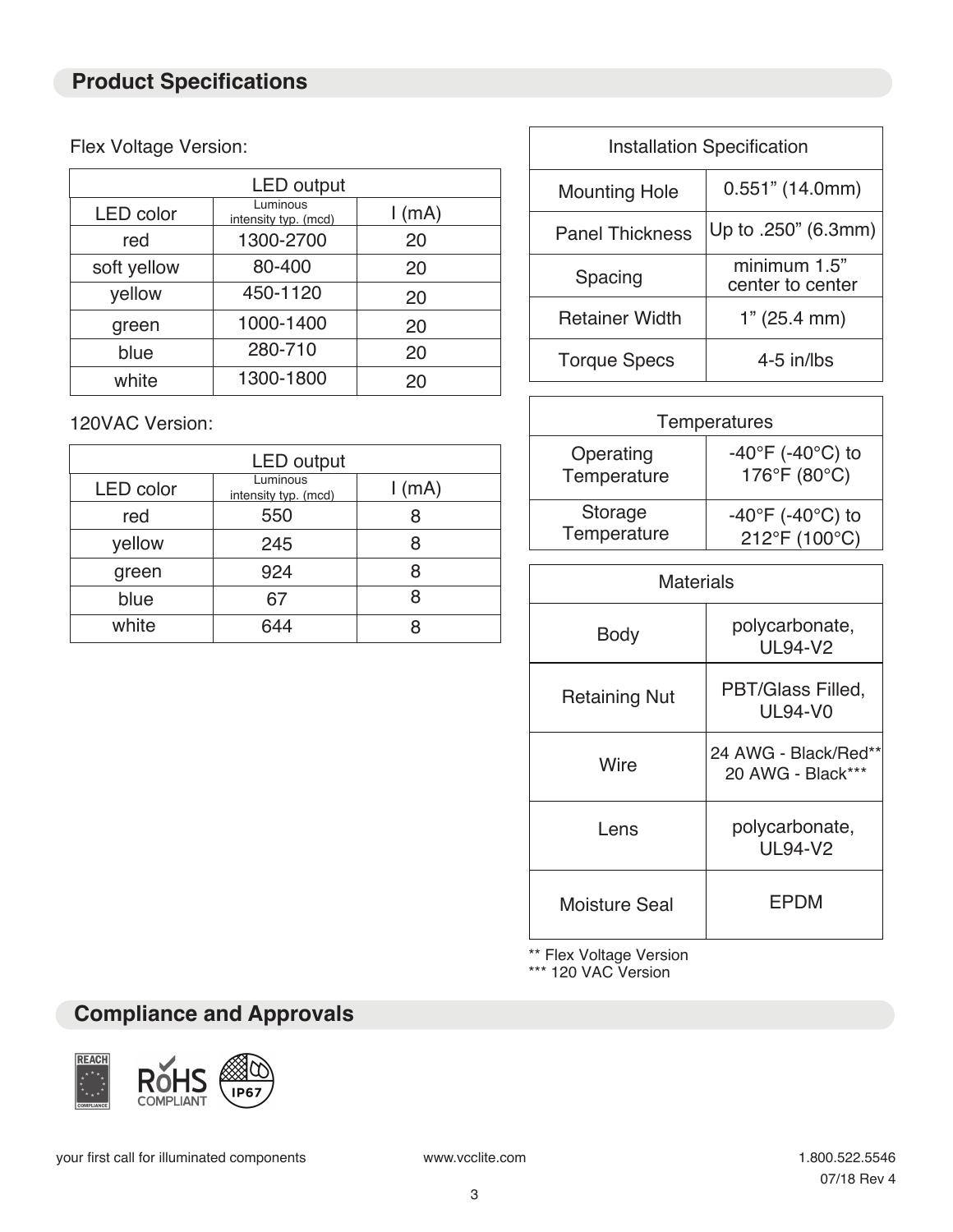## Product Specifications

Flex Voltage Version:

| LED output | | |
|---|---|---|
| LED color | Luminous intensity typ. (mcd) | I (mA) |
| red | 1300-2700 | 20 |
| soft yellow | 80-400 | 20 |
| yellow | 450-1120 | 20 |
| green | 1000-1400 | 20 |
| blue | 280-710 | 20 |
| white | 1300-1800 | 20 |

120VAC Version:

| LED output | | |
|---|---|---|
| LED color | Luminous intensity typ. (mcd) | I (mA) |
| red | 550 | 8 |
| yellow | 245 | 8 |
| green | 924 | 8 |
| blue | 67 | 8 |
| white | 644 | 8 |

| Installation Specification | |
|---|---|
| Mounting Hole | 0.551” (14.0mm) |
| Panel Thickness | Up to .250” (6.3mm) |
| Spacing | minimum 1.5” center to center |
| Retainer Width | 1” (25.4 mm) |
| Torque Specs | 4-5 in/lbs |

| Temperatures | |
|---|---|
| Operating Temperature | -40°F (-40°C) to 176°F (80°C) |
| Storage Temperature | -40°F (-40°C) to 212°F (100°C) |

| Materials | |
|---|---|
| Body | polycarbonate, UL94-V2 |
| Retaining Nut | PBT/Glass Filled, UL94-V0 |
| Wire | 24 AWG - Black/Red** 20 AWG - Black*** |
| Lens | polycarbonate, UL94-V2 |
| Moisture Seal | EPDM |

** Flex Voltage Version
*** 120 VAC Version

## Compliance and Approvals

REACH COMPLIANCE

RoHS COMPLIANT

IP67

your first call for illuminated components www.vcclite.com 1.800.522.5546

07/18 Rev 4